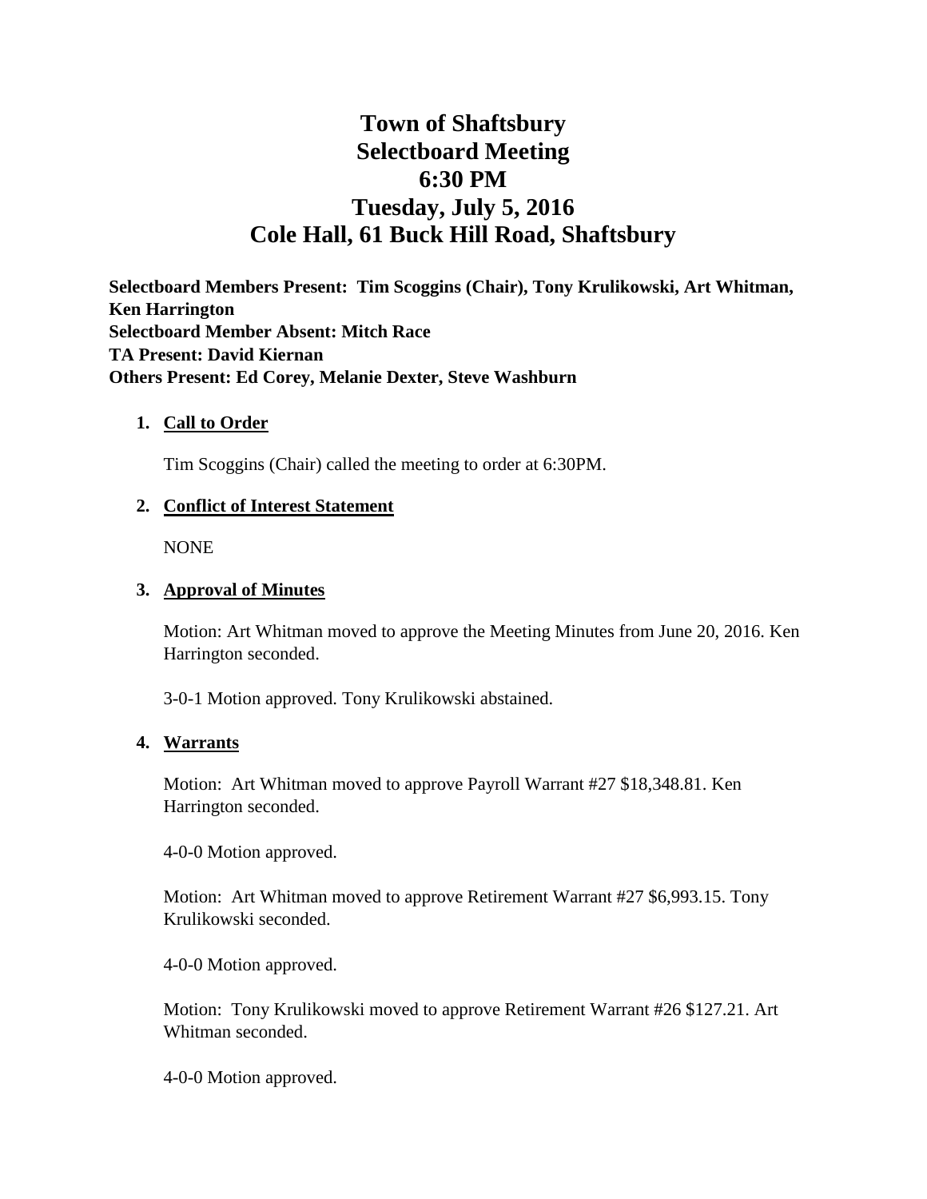# Town of Shaftsbury
# Selectboard Meeting
# 6:30 PM
# Tuesday, July 5, 2016
# Cole Hall, 61 Buck Hill Road, Shaftsbury

**Selectboard Members Present: Tim Scoggins (Chair), Tony Krulikowski, Art Whitman, Ken Harrington**
**Selectboard Member Absent: Mitch Race**
**TA Present: David Kiernan**
**Others Present: Ed Corey, Melanie Dexter, Steve Washburn**

1. **Call to Order**

   Tim Scoggins (Chair) called the meeting to order at 6:30PM.

2. **Conflict of Interest Statement**

   NONE

3. **Approval of Minutes**

   Motion: Art Whitman moved to approve the Meeting Minutes from June 20, 2016. Ken Harrington seconded.

   3-0-1 Motion approved. Tony Krulikowski abstained.

4. **Warrants**

   Motion: Art Whitman moved to approve Payroll Warrant #27 $18,348.81. Ken Harrington seconded.

   4-0-0 Motion approved.

   Motion: Art Whitman moved to approve Retirement Warrant #27 $6,993.15. Tony Krulikowski seconded.

   4-0-0 Motion approved.

   Motion: Tony Krulikowski moved to approve Retirement Warrant #26 $127.21. Art Whitman seconded.

   4-0-0 Motion approved.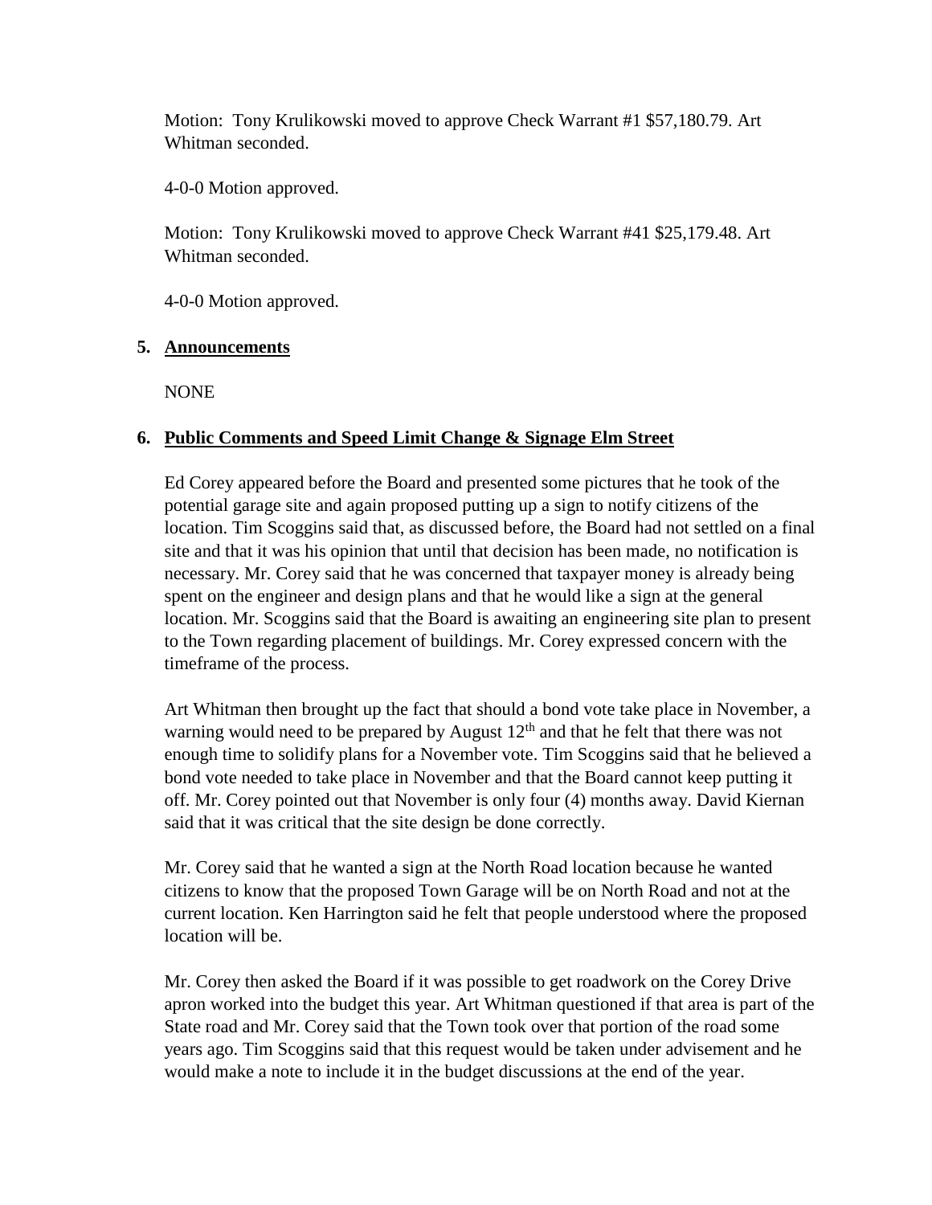Motion: Tony Krulikowski moved to approve Check Warrant #1 $57,180.79. Art Whitman seconded.

4-0-0 Motion approved.

Motion: Tony Krulikowski moved to approve Check Warrant #41 $25,179.48. Art Whitman seconded.

4-0-0 Motion approved.

**5. Announcements**

NONE

**6. Public Comments and Speed Limit Change & Signage Elm Street**

Ed Corey appeared before the Board and presented some pictures that he took of the potential garage site and again proposed putting up a sign to notify citizens of the location. Tim Scoggins said that, as discussed before, the Board had not settled on a final site and that it was his opinion that until that decision has been made, no notification is necessary. Mr. Corey said that he was concerned that taxpayer money is already being spent on the engineer and design plans and that he would like a sign at the general location. Mr. Scoggins said that the Board is awaiting an engineering site plan to present to the Town regarding placement of buildings. Mr. Corey expressed concern with the timeframe of the process.

Art Whitman then brought up the fact that should a bond vote take place in November, a warning would need to be prepared by August 12th and that he felt that there was not enough time to solidify plans for a November vote. Tim Scoggins said that he believed a bond vote needed to take place in November and that the Board cannot keep putting it off. Mr. Corey pointed out that November is only four (4) months away. David Kiernan said that it was critical that the site design be done correctly.

Mr. Corey said that he wanted a sign at the North Road location because he wanted citizens to know that the proposed Town Garage will be on North Road and not at the current location. Ken Harrington said he felt that people understood where the proposed location will be.

Mr. Corey then asked the Board if it was possible to get roadwork on the Corey Drive apron worked into the budget this year. Art Whitman questioned if that area is part of the State road and Mr. Corey said that the Town took over that portion of the road some years ago. Tim Scoggins said that this request would be taken under advisement and he would make a note to include it in the budget discussions at the end of the year.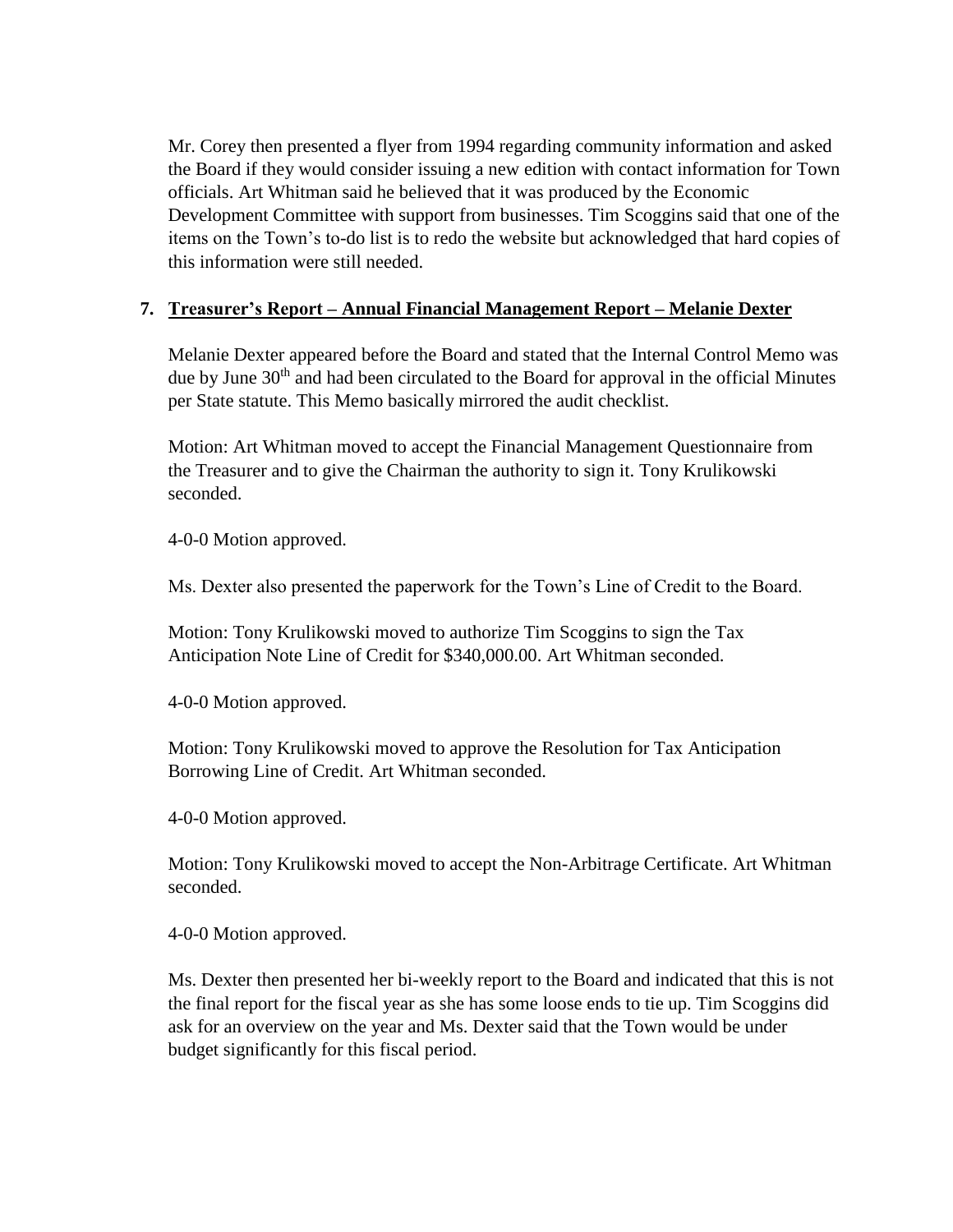Mr. Corey then presented a flyer from 1994 regarding community information and asked the Board if they would consider issuing a new edition with contact information for Town officials. Art Whitman said he believed that it was produced by the Economic Development Committee with support from businesses. Tim Scoggins said that one of the items on the Town's to-do list is to redo the website but acknowledged that hard copies of this information were still needed.

**7. <u>Treasurer's Report – Annual Financial Management Report – Melanie Dexter</u>**

Melanie Dexter appeared before the Board and stated that the Internal Control Memo was due by June 30th and had been circulated to the Board for approval in the official Minutes per State statute. This Memo basically mirrored the audit checklist.

Motion: Art Whitman moved to accept the Financial Management Questionnaire from the Treasurer and to give the Chairman the authority to sign it. Tony Krulikowski seconded.

4-0-0 Motion approved.

Ms. Dexter also presented the paperwork for the Town's Line of Credit to the Board.

Motion: Tony Krulikowski moved to authorize Tim Scoggins to sign the Tax Anticipation Note Line of Credit for $340,000.00. Art Whitman seconded.

4-0-0 Motion approved.

Motion: Tony Krulikowski moved to approve the Resolution for Tax Anticipation Borrowing Line of Credit. Art Whitman seconded.

4-0-0 Motion approved.

Motion: Tony Krulikowski moved to accept the Non-Arbitrage Certificate. Art Whitman seconded.

4-0-0 Motion approved.

Ms. Dexter then presented her bi-weekly report to the Board and indicated that this is not the final report for the fiscal year as she has some loose ends to tie up. Tim Scoggins did ask for an overview on the year and Ms. Dexter said that the Town would be under budget significantly for this fiscal period.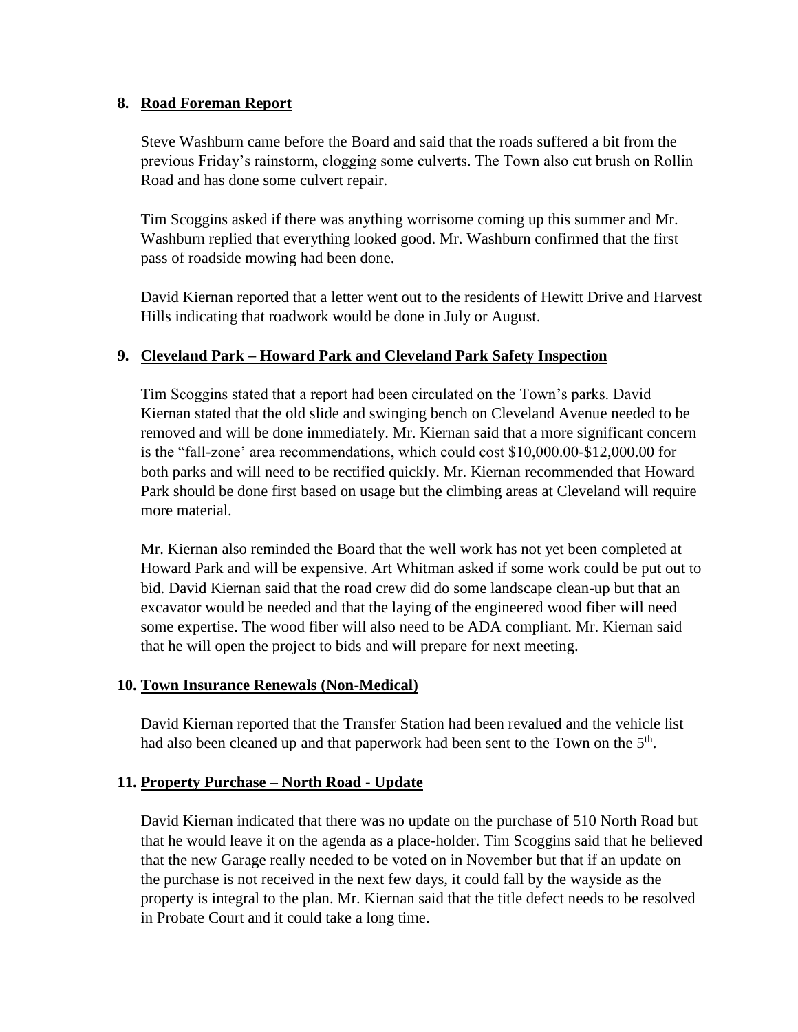**8. Road Foreman Report**

Steve Washburn came before the Board and said that the roads suffered a bit from the previous Friday's rainstorm, clogging some culverts. The Town also cut brush on Rollin Road and has done some culvert repair.

Tim Scoggins asked if there was anything worrisome coming up this summer and Mr. Washburn replied that everything looked good. Mr. Washburn confirmed that the first pass of roadside mowing had been done.

David Kiernan reported that a letter went out to the residents of Hewitt Drive and Harvest Hills indicating that roadwork would be done in July or August.

**9. Cleveland Park – Howard Park and Cleveland Park Safety Inspection**

Tim Scoggins stated that a report had been circulated on the Town's parks. David Kiernan stated that the old slide and swinging bench on Cleveland Avenue needed to be removed and will be done immediately. Mr. Kiernan said that a more significant concern is the "fall-zone' area recommendations, which could cost $10,000.00-$12,000.00 for both parks and will need to be rectified quickly. Mr. Kiernan recommended that Howard Park should be done first based on usage but the climbing areas at Cleveland will require more material.

Mr. Kiernan also reminded the Board that the well work has not yet been completed at Howard Park and will be expensive. Art Whitman asked if some work could be put out to bid. David Kiernan said that the road crew did do some landscape clean-up but that an excavator would be needed and that the laying of the engineered wood fiber will need some expertise. The wood fiber will also need to be ADA compliant. Mr. Kiernan said that he will open the project to bids and will prepare for next meeting.

**10. Town Insurance Renewals (Non-Medical)**

David Kiernan reported that the Transfer Station had been revalued and the vehicle list had also been cleaned up and that paperwork had been sent to the Town on the 5th.

**11. Property Purchase – North Road - Update**

David Kiernan indicated that there was no update on the purchase of 510 North Road but that he would leave it on the agenda as a place-holder. Tim Scoggins said that he believed that the new Garage really needed to be voted on in November but that if an update on the purchase is not received in the next few days, it could fall by the wayside as the property is integral to the plan. Mr. Kiernan said that the title defect needs to be resolved in Probate Court and it could take a long time.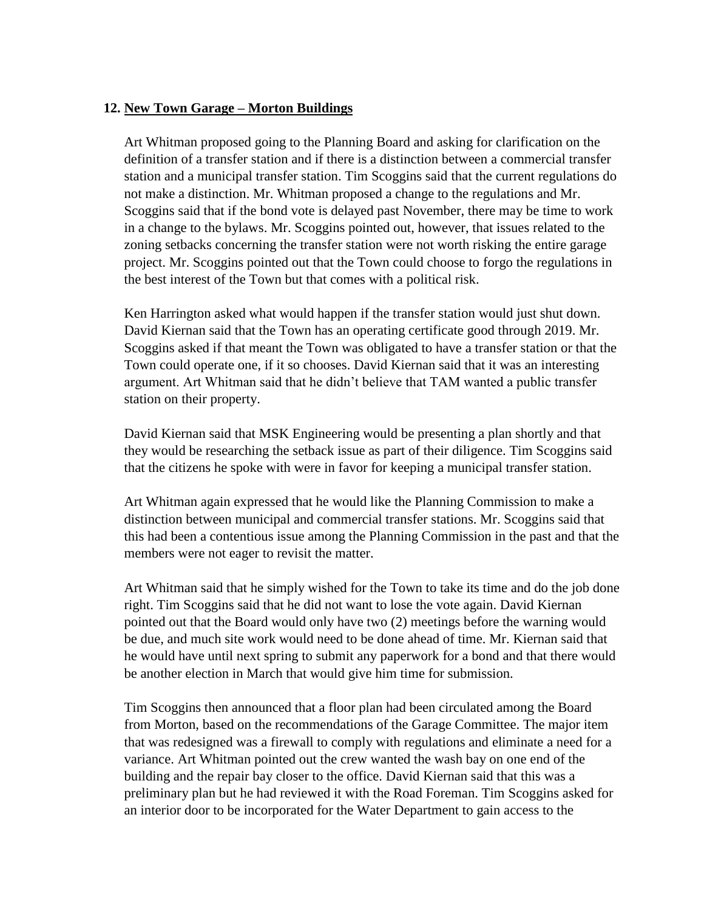**12. New Town Garage – Morton Buildings**

Art Whitman proposed going to the Planning Board and asking for clarification on the definition of a transfer station and if there is a distinction between a commercial transfer station and a municipal transfer station. Tim Scoggins said that the current regulations do not make a distinction. Mr. Whitman proposed a change to the regulations and Mr. Scoggins said that if the bond vote is delayed past November, there may be time to work in a change to the bylaws. Mr. Scoggins pointed out, however, that issues related to the zoning setbacks concerning the transfer station were not worth risking the entire garage project. Mr. Scoggins pointed out that the Town could choose to forgo the regulations in the best interest of the Town but that comes with a political risk.

Ken Harrington asked what would happen if the transfer station would just shut down. David Kiernan said that the Town has an operating certificate good through 2019. Mr. Scoggins asked if that meant the Town was obligated to have a transfer station or that the Town could operate one, if it so chooses. David Kiernan said that it was an interesting argument. Art Whitman said that he didn't believe that TAM wanted a public transfer station on their property.

David Kiernan said that MSK Engineering would be presenting a plan shortly and that they would be researching the setback issue as part of their diligence. Tim Scoggins said that the citizens he spoke with were in favor for keeping a municipal transfer station.

Art Whitman again expressed that he would like the Planning Commission to make a distinction between municipal and commercial transfer stations. Mr. Scoggins said that this had been a contentious issue among the Planning Commission in the past and that the members were not eager to revisit the matter.

Art Whitman said that he simply wished for the Town to take its time and do the job done right. Tim Scoggins said that he did not want to lose the vote again. David Kiernan pointed out that the Board would only have two (2) meetings before the warning would be due, and much site work would need to be done ahead of time. Mr. Kiernan said that he would have until next spring to submit any paperwork for a bond and that there would be another election in March that would give him time for submission.

Tim Scoggins then announced that a floor plan had been circulated among the Board from Morton, based on the recommendations of the Garage Committee. The major item that was redesigned was a firewall to comply with regulations and eliminate a need for a variance. Art Whitman pointed out the crew wanted the wash bay on one end of the building and the repair bay closer to the office. David Kiernan said that this was a preliminary plan but he had reviewed it with the Road Foreman. Tim Scoggins asked for an interior door to be incorporated for the Water Department to gain access to the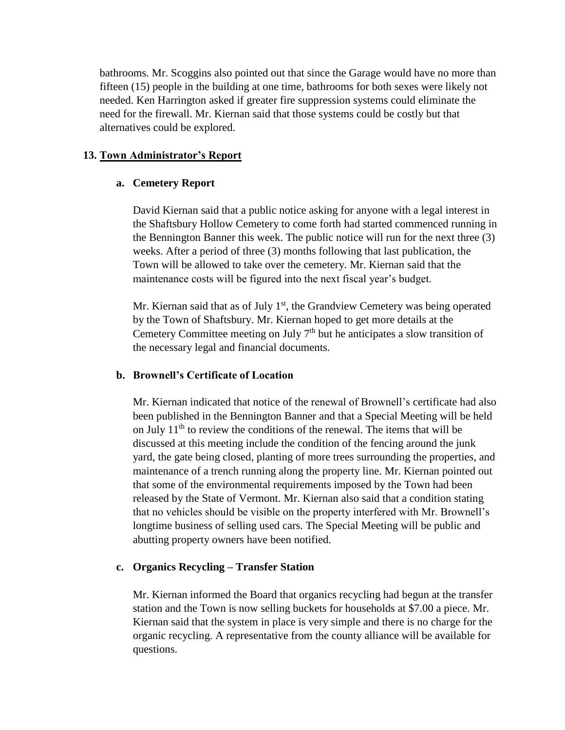bathrooms. Mr. Scoggins also pointed out that since the Garage would have no more than fifteen (15) people in the building at one time, bathrooms for both sexes were likely not needed. Ken Harrington asked if greater fire suppression systems could eliminate the need for the firewall. Mr. Kiernan said that those systems could be costly but that alternatives could be explored.

## 13. Town Administrator's Report

### a. Cemetery Report

David Kiernan said that a public notice asking for anyone with a legal interest in the Shaftsbury Hollow Cemetery to come forth had started commenced running in the Bennington Banner this week. The public notice will run for the next three (3) weeks. After a period of three (3) months following that last publication, the Town will be allowed to take over the cemetery. Mr. Kiernan said that the maintenance costs will be figured into the next fiscal year's budget.

Mr. Kiernan said that as of July 1st, the Grandview Cemetery was being operated by the Town of Shaftsbury. Mr. Kiernan hoped to get more details at the Cemetery Committee meeting on July 7th but he anticipates a slow transition of the necessary legal and financial documents.

### b. Brownell's Certificate of Location

Mr. Kiernan indicated that notice of the renewal of Brownell's certificate had also been published in the Bennington Banner and that a Special Meeting will be held on July 11th to review the conditions of the renewal. The items that will be discussed at this meeting include the condition of the fencing around the junk yard, the gate being closed, planting of more trees surrounding the properties, and maintenance of a trench running along the property line. Mr. Kiernan pointed out that some of the environmental requirements imposed by the Town had been released by the State of Vermont. Mr. Kiernan also said that a condition stating that no vehicles should be visible on the property interfered with Mr. Brownell's longtime business of selling used cars. The Special Meeting will be public and abutting property owners have been notified.

### c. Organics Recycling – Transfer Station

Mr. Kiernan informed the Board that organics recycling had begun at the transfer station and the Town is now selling buckets for households at $7.00 a piece. Mr. Kiernan said that the system in place is very simple and there is no charge for the organic recycling. A representative from the county alliance will be available for questions.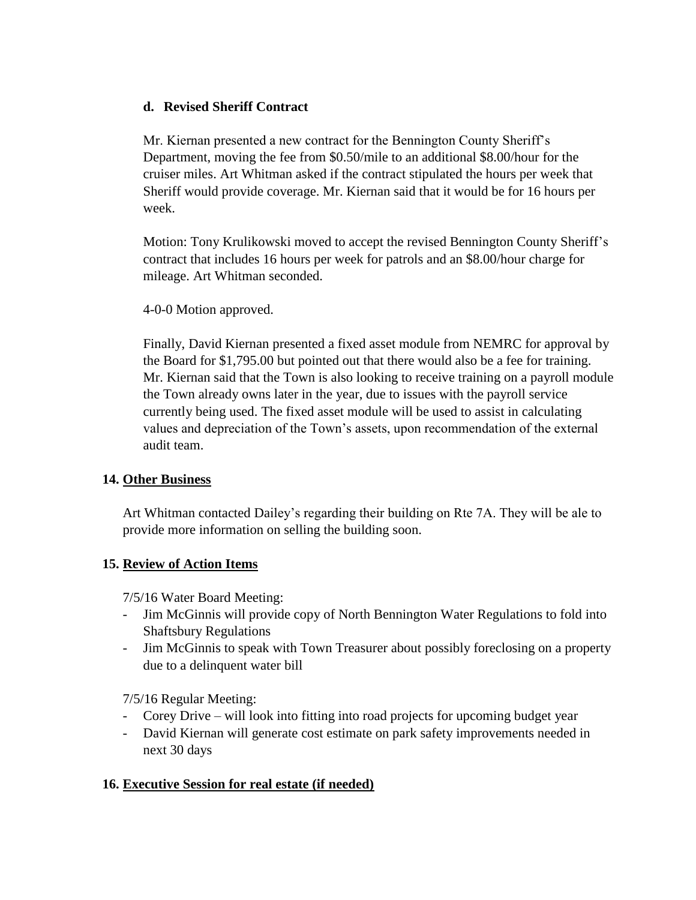### d. Revised Sheriff Contract

Mr. Kiernan presented a new contract for the Bennington County Sheriff's Department, moving the fee from \$0.50/mile to an additional \$8.00/hour for the cruiser miles. Art Whitman asked if the contract stipulated the hours per week that Sheriff would provide coverage. Mr. Kiernan said that it would be for 16 hours per week.

Motion: Tony Krulikowski moved to accept the revised Bennington County Sheriff's contract that includes 16 hours per week for patrols and an \$8.00/hour charge for mileage. Art Whitman seconded.

4-0-0 Motion approved.

Finally, David Kiernan presented a fixed asset module from NEMRC for approval by the Board for \$1,795.00 but pointed out that there would also be a fee for training. Mr. Kiernan said that the Town is also looking to receive training on a payroll module the Town already owns later in the year, due to issues with the payroll service currently being used. The fixed asset module will be used to assist in calculating values and depreciation of the Town's assets, upon recommendation of the external audit team.

## 14. Other Business

Art Whitman contacted Dailey's regarding their building on Rte 7A. They will be ale to provide more information on selling the building soon.

## 15. Review of Action Items

7/5/16 Water Board Meeting:

- Jim McGinnis will provide copy of North Bennington Water Regulations to fold into Shaftsbury Regulations
- Jim McGinnis to speak with Town Treasurer about possibly foreclosing on a property due to a delinquent water bill

7/5/16 Regular Meeting:

- Corey Drive – will look into fitting into road projects for upcoming budget year
- David Kiernan will generate cost estimate on park safety improvements needed in next 30 days

## 16. Executive Session for real estate (if needed)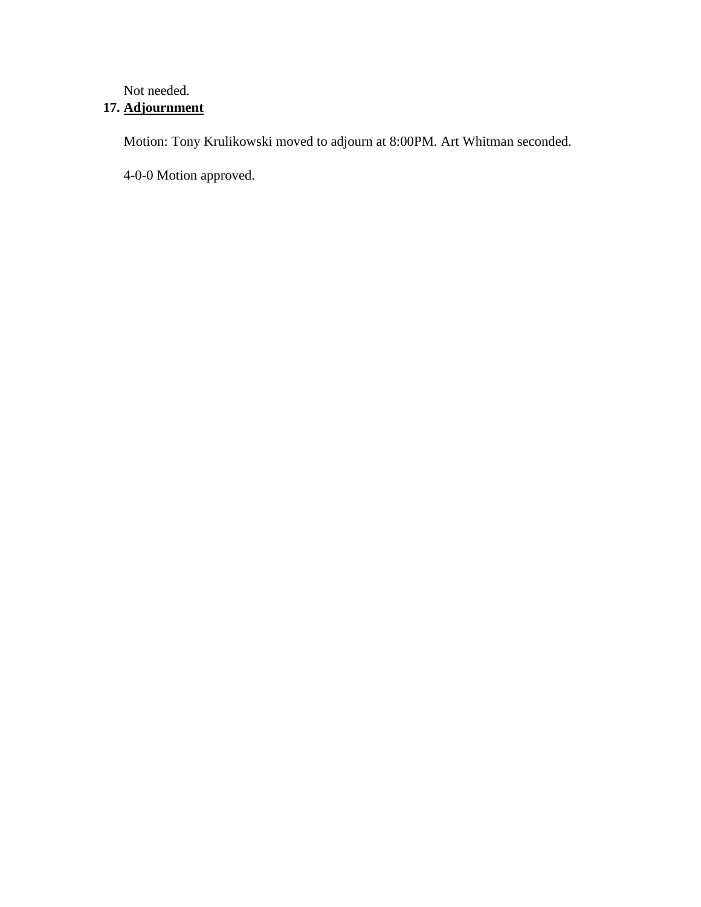Not needed.

**17. <u>Adjournment</u>**

Motion: Tony Krulikowski moved to adjourn at 8:00PM. Art Whitman seconded.

4-0-0 Motion approved.